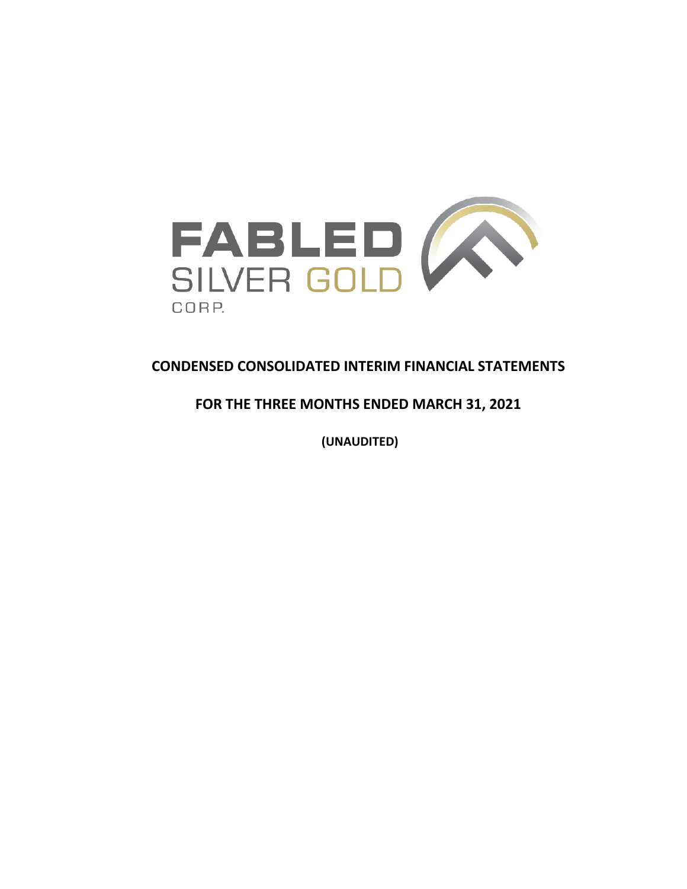FABLED SILVER GOLD CORP.

# CONDENSED CONSOLIDATED INTERIM FINANCIAL STATEMENTS

## FOR THE THREE MONTHS ENDED MARCH 31, 2021

**(UNAUDITED)**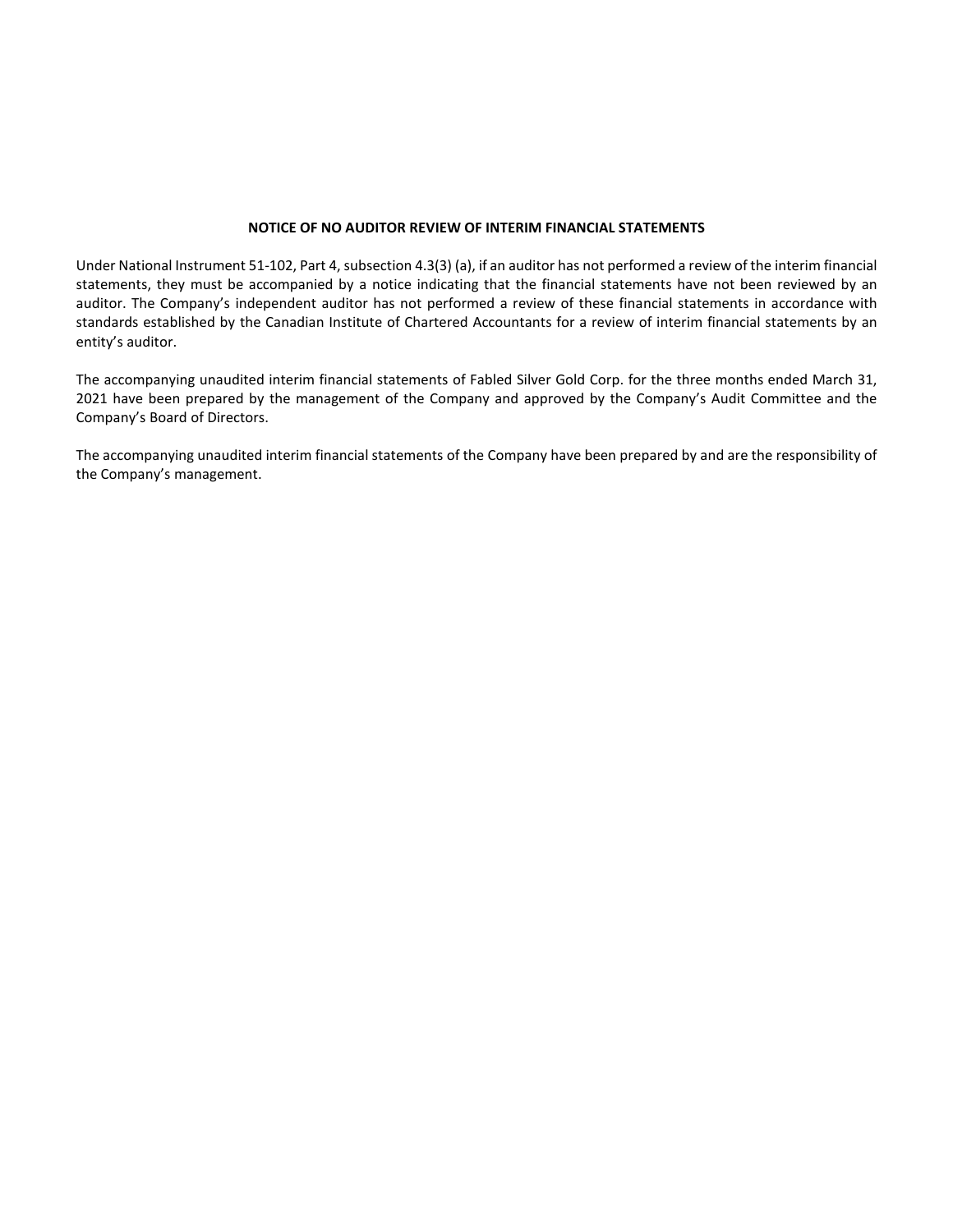**NOTICE OF NO AUDITOR REVIEW OF INTERIM FINANCIAL STATEMENTS**

Under National Instrument 51-102, Part 4, subsection 4.3(3) (a), if an auditor has not performed a review of the interim financial statements, they must be accompanied by a notice indicating that the financial statements have not been reviewed by an auditor. The Company's independent auditor has not performed a review of these financial statements in accordance with standards established by the Canadian Institute of Chartered Accountants for a review of interim financial statements by an entity's auditor.

The accompanying unaudited interim financial statements of Fabled Silver Gold Corp. for the three months ended March 31, 2021 have been prepared by the management of the Company and approved by the Company's Audit Committee and the Company's Board of Directors.

The accompanying unaudited interim financial statements of the Company have been prepared by and are the responsibility of the Company's management.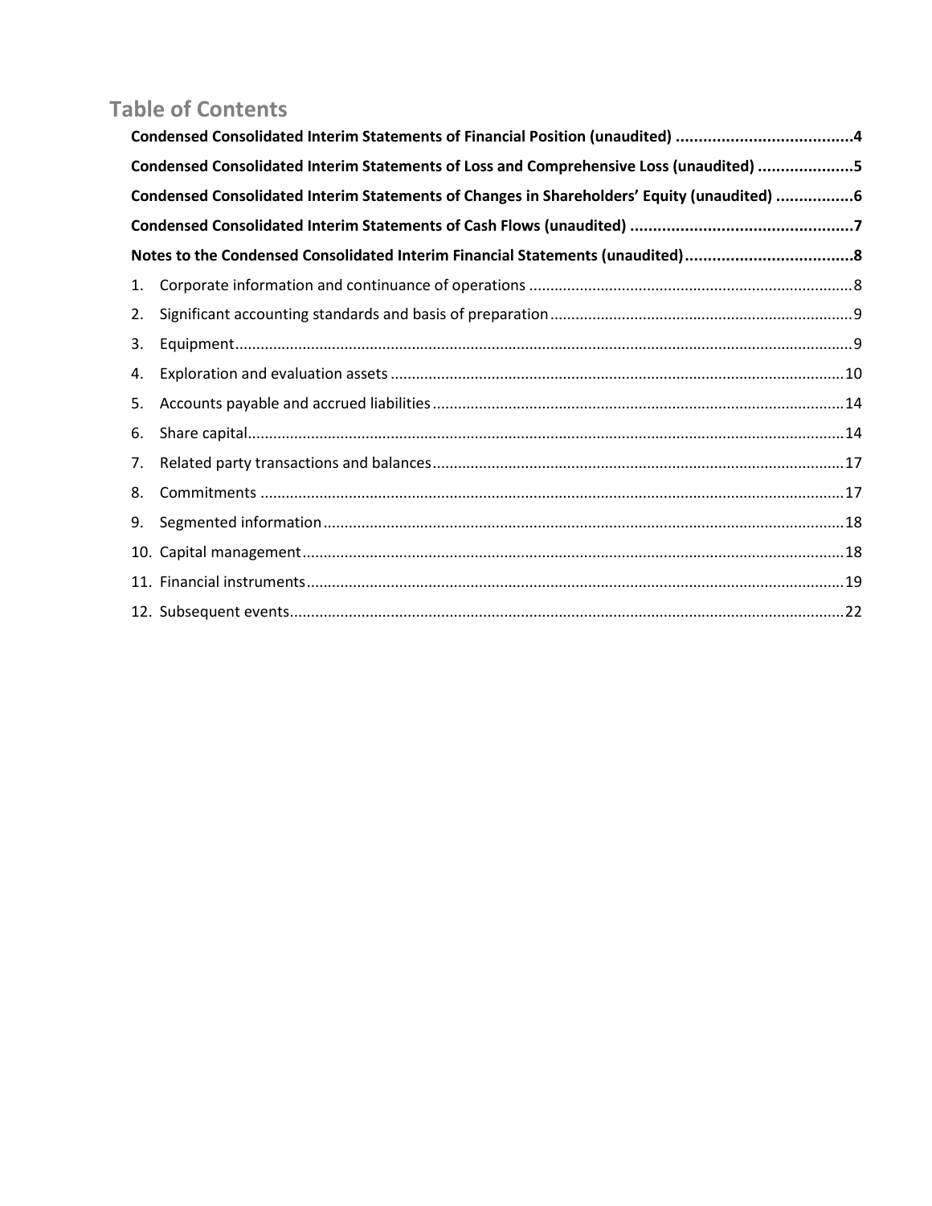# Table of Contents

**Condensed Consolidated Interim Statements of Financial Position (unaudited) .......................................4**

**Condensed Consolidated Interim Statements of Loss and Comprehensive Loss (unaudited) .....................5**

**Condensed Consolidated Interim Statements of Changes in Shareholders' Equity (unaudited) .................6**

**Condensed Consolidated Interim Statements of Cash Flows (unaudited) .................................................7**

**Notes to the Condensed Consolidated Interim Financial Statements (unaudited).....................................8**

1. Corporate information and continuance of operations ............................................................................8
2. Significant accounting standards and basis of preparation.......................................................................9
3. Equipment.................................................................................................................................................9
4. Exploration and evaluation assets ...........................................................................................................10
5. Accounts payable and accrued liabilities.................................................................................................14
6. Share capital.............................................................................................................................................14
7. Related party transactions and balances.................................................................................................17
8. Commitments ..........................................................................................................................................17
9. Segmented information...........................................................................................................................18
10. Capital management................................................................................................................................18
11. Financial instruments...............................................................................................................................19
12. Subsequent events...................................................................................................................................22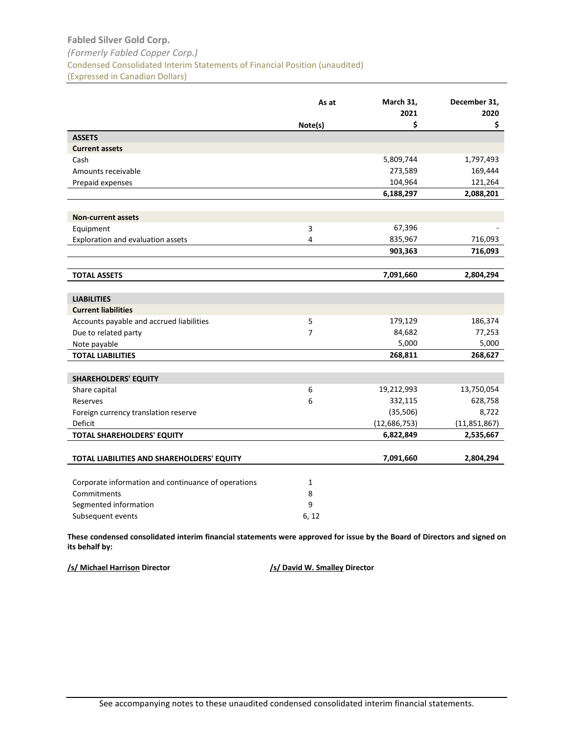**Fabled Silver Gold Corp.**

*(Formerly Fabled Copper Corp.)*

Condensed Consolidated Interim Statements of Financial Position (unaudited)

(Expressed in Canadian Dollars)

| As at | Note(s) | March 31, 2021 $ | December 31, 2020 $ |
|---|---|---|---|
| **ASSETS** | | | |
| **Current assets** | | | |
| Cash | | 5,809,744 | 1,797,493 |
| Amounts receivable | | 273,589 | 169,444 |
| Prepaid expenses | | 104,964 | 121,264 |
| | | **6,188,297** | **2,088,201** |
| **Non-current assets** | | | |
| Equipment | 3 | 67,396 | - |
| Exploration and evaluation assets | 4 | 835,967 | 716,093 |
| | | **903,363** | **716,093** |
| **TOTAL ASSETS** | | **7,091,660** | **2,804,294** |
| **LIABILITIES** | | | |
| **Current liabilities** | | | |
| Accounts payable and accrued liabilities | 5 | 179,129 | 186,374 |
| Due to related party | 7 | 84,682 | 77,253 |
| Note payable | | 5,000 | 5,000 |
| **TOTAL LIABILITIES** | | **268,811** | **268,627** |
| **SHAREHOLDERS' EQUITY** | | | |
| Share capital | 6 | 19,212,993 | 13,750,054 |
| Reserves | 6 | 332,115 | 628,758 |
| Foreign currency translation reserve | | (35,506) | 8,722 |
| Deficit | | (12,686,753) | (11,851,867) |
| **TOTAL SHAREHOLDERS' EQUITY** | | **6,822,849** | **2,535,667** |
| **TOTAL LIABILITIES AND SHAREHOLDERS' EQUITY** | | **7,091,660** | **2,804,294** |
| Corporate information and continuance of operations | 1 | | |
| Commitments | 8 | | |
| Segmented information | 9 | | |
| Subsequent events | 6, 12 | | |

**These condensed consolidated interim financial statements were approved for issue by the Board of Directors and signed on its behalf by:**

**/s/ Michael Harrison Director** **/s/ David W. Smalley Director**

See accompanying notes to these unaudited condensed consolidated interim financial statements.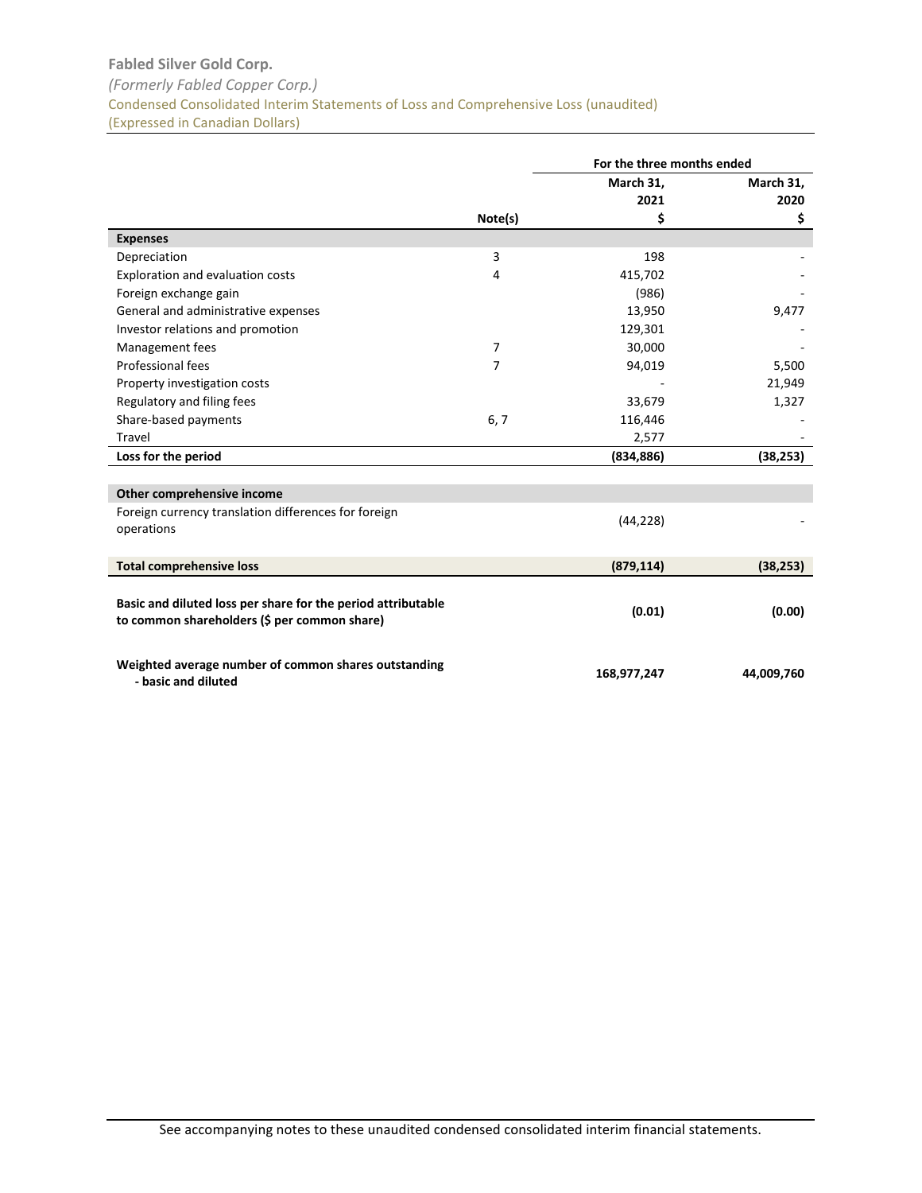**Fabled Silver Gold Corp.**

*(Formerly Fabled Copper Corp.)*

Condensed Consolidated Interim Statements of Loss and Comprehensive Loss (unaudited)

(Expressed in Canadian Dollars)

| | Note(s) | For the three months ended March 31, 2021 $ | March 31, 2020 $ |
|---|---|---|---|
| **Expenses** | | | |
| Depreciation | 3 | 198 | - |
| Exploration and evaluation costs | 4 | 415,702 | - |
| Foreign exchange gain | | (986) | - |
| General and administrative expenses | | 13,950 | 9,477 |
| Investor relations and promotion | | 129,301 | - |
| Management fees | 7 | 30,000 | - |
| Professional fees | 7 | 94,019 | 5,500 |
| Property investigation costs | | - | 21,949 |
| Regulatory and filing fees | | 33,679 | 1,327 |
| Share-based payments | 6, 7 | 116,446 | - |
| Travel | | 2,577 | - |
| **Loss for the period** | | **(834,886)** | **(38,253)** |
| **Other comprehensive income** | | | |
| Foreign currency translation differences for foreign operations | | (44,228) | - |
| **Total comprehensive loss** | | **(879,114)** | **(38,253)** |
| **Basic and diluted loss per share for the period attributable to common shareholders ($ per common share)** | | **(0.01)** | **(0.00)** |
| **Weighted average number of common shares outstanding - basic and diluted** | | **168,977,247** | **44,009,760** |

See accompanying notes to these unaudited condensed consolidated interim financial statements.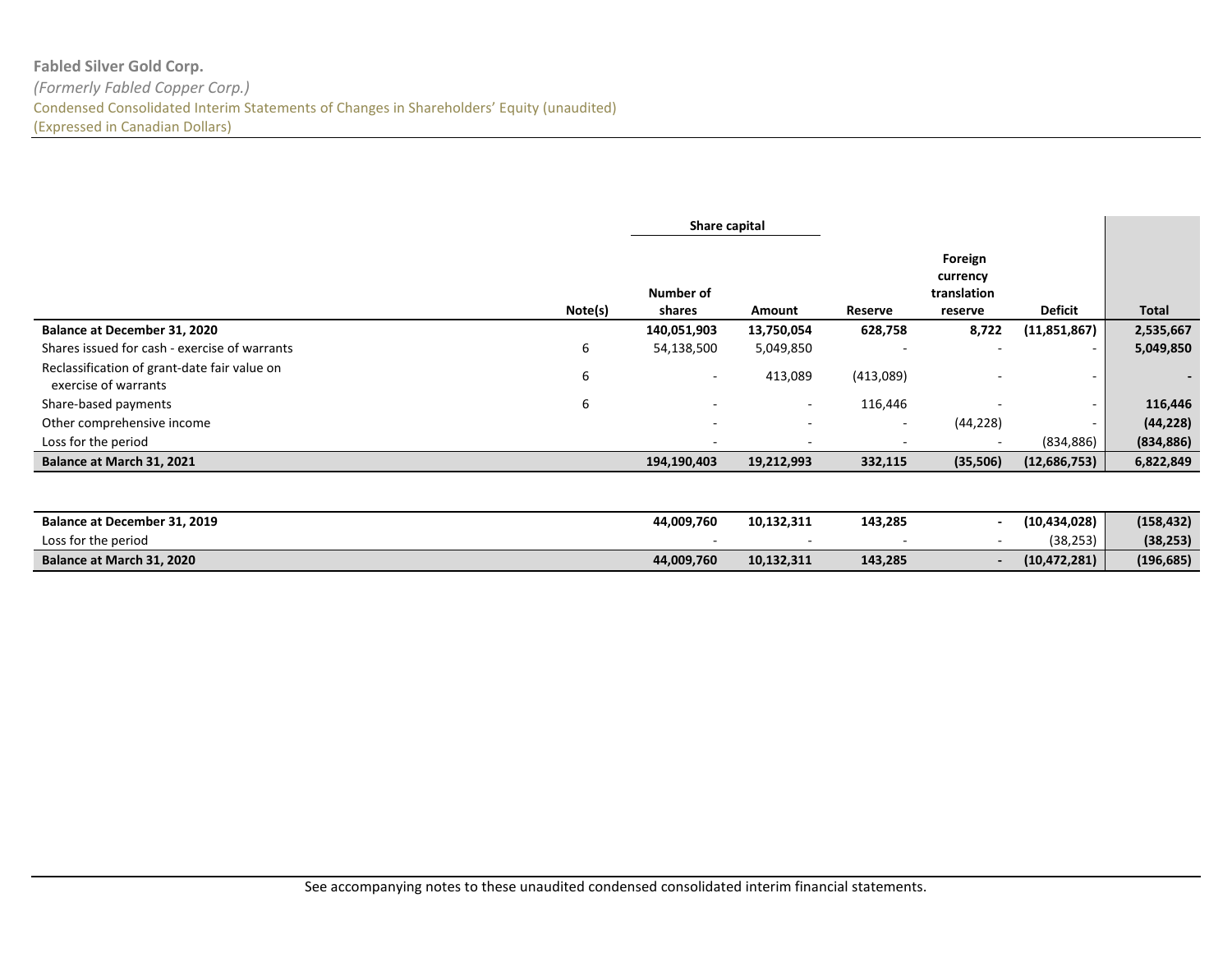**Fabled Silver Gold Corp.**

*(Formerly Fabled Copper Corp.)*

Condensed Consolidated Interim Statements of Changes in Shareholders' Equity (unaudited)

(Expressed in Canadian Dollars)

| | Note(s) | Share capital | | Reserve | Foreign currency translation reserve | Deficit | Total |
|---|---|---|---|---|---|---|---|
| | | Number of shares | Amount | | | | |
| **Balance at December 31, 2020** | | **140,051,903** | **13,750,054** | **628,758** | **8,722** | **(11,851,867)** | **2,535,667** |
| Shares issued for cash - exercise of warrants | 6 | 54,138,500 | 5,049,850 | - | - | - | **5,049,850** |
| Reclassification of grant-date fair value on exercise of warrants | 6 | - | 413,089 | (413,089) | - | - | **-** |
| Share-based payments | 6 | - | - | 116,446 | - | - | **116,446** |
| Other comprehensive income | | - | - | - | (44,228) | - | **(44,228)** |
| Loss for the period | | - | - | - | - | (834,886) | **(834,886)** |
| **Balance at March 31, 2021** | | **194,190,403** | **19,212,993** | **332,115** | **(35,506)** | **(12,686,753)** | **6,822,849** |
| | | | | | | | |
| **Balance at December 31, 2019** | | **44,009,760** | **10,132,311** | **143,285** | **-** | **(10,434,028)** | **(158,432)** |
| Loss for the period | | - | - | - | - | (38,253) | **(38,253)** |
| **Balance at March 31, 2020** | | **44,009,760** | **10,132,311** | **143,285** | **-** | **(10,472,281)** | **(196,685)** |

See accompanying notes to these unaudited condensed consolidated interim financial statements.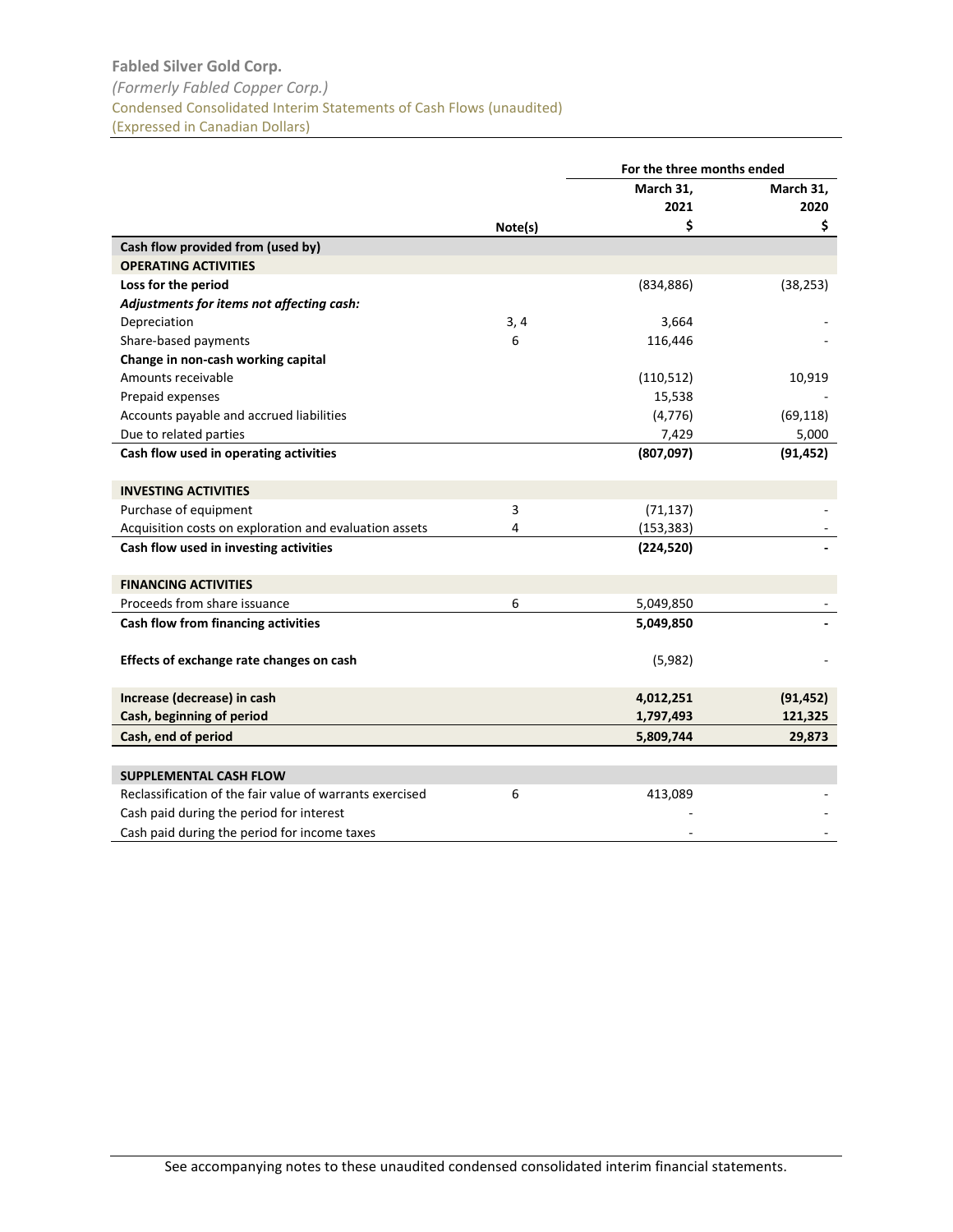**Fabled Silver Gold Corp.**

*(Formerly Fabled Copper Corp.)*

Condensed Consolidated Interim Statements of Cash Flows (unaudited)

(Expressed in Canadian Dollars)

| | Note(s) | For the three months ended March 31, 2021 $ | For the three months ended March 31, 2020 $ |
|---|---|---|---|
| **Cash flow provided from (used by)** | | | |
| **OPERATING ACTIVITIES** | | | |
| **Loss for the period** | | (834,886) | (38,253) |
| ***Adjustments for items not affecting cash:*** | | | |
| Depreciation | 3, 4 | 3,664 | - |
| Share-based payments | 6 | 116,446 | - |
| **Change in non-cash working capital** | | | |
| Amounts receivable | | (110,512) | 10,919 |
| Prepaid expenses | | 15,538 | - |
| Accounts payable and accrued liabilities | | (4,776) | (69,118) |
| Due to related parties | | 7,429 | 5,000 |
| **Cash flow used in operating activities** | | **(807,097)** | **(91,452)** |
| | | | |
| **INVESTING ACTIVITIES** | | | |
| Purchase of equipment | 3 | (71,137) | - |
| Acquisition costs on exploration and evaluation assets | 4 | (153,383) | - |
| **Cash flow used in investing activities** | | **(224,520)** | **-** |
| | | | |
| **FINANCING ACTIVITIES** | | | |
| Proceeds from share issuance | 6 | 5,049,850 | - |
| **Cash flow from financing activities** | | **5,049,850** | **-** |
| | | | |
| **Effects of exchange rate changes on cash** | | (5,982) | - |
| | | | |
| **Increase (decrease) in cash** | | **4,012,251** | **(91,452)** |
| **Cash, beginning of period** | | **1,797,493** | **121,325** |
| **Cash, end of period** | | **5,809,744** | **29,873** |
| | | | |
| **SUPPLEMENTAL CASH FLOW** | | | |
| Reclassification of the fair value of warrants exercised | 6 | 413,089 | - |
| Cash paid during the period for interest | | - | - |
| Cash paid during the period for income taxes | | - | - |

See accompanying notes to these unaudited condensed consolidated interim financial statements.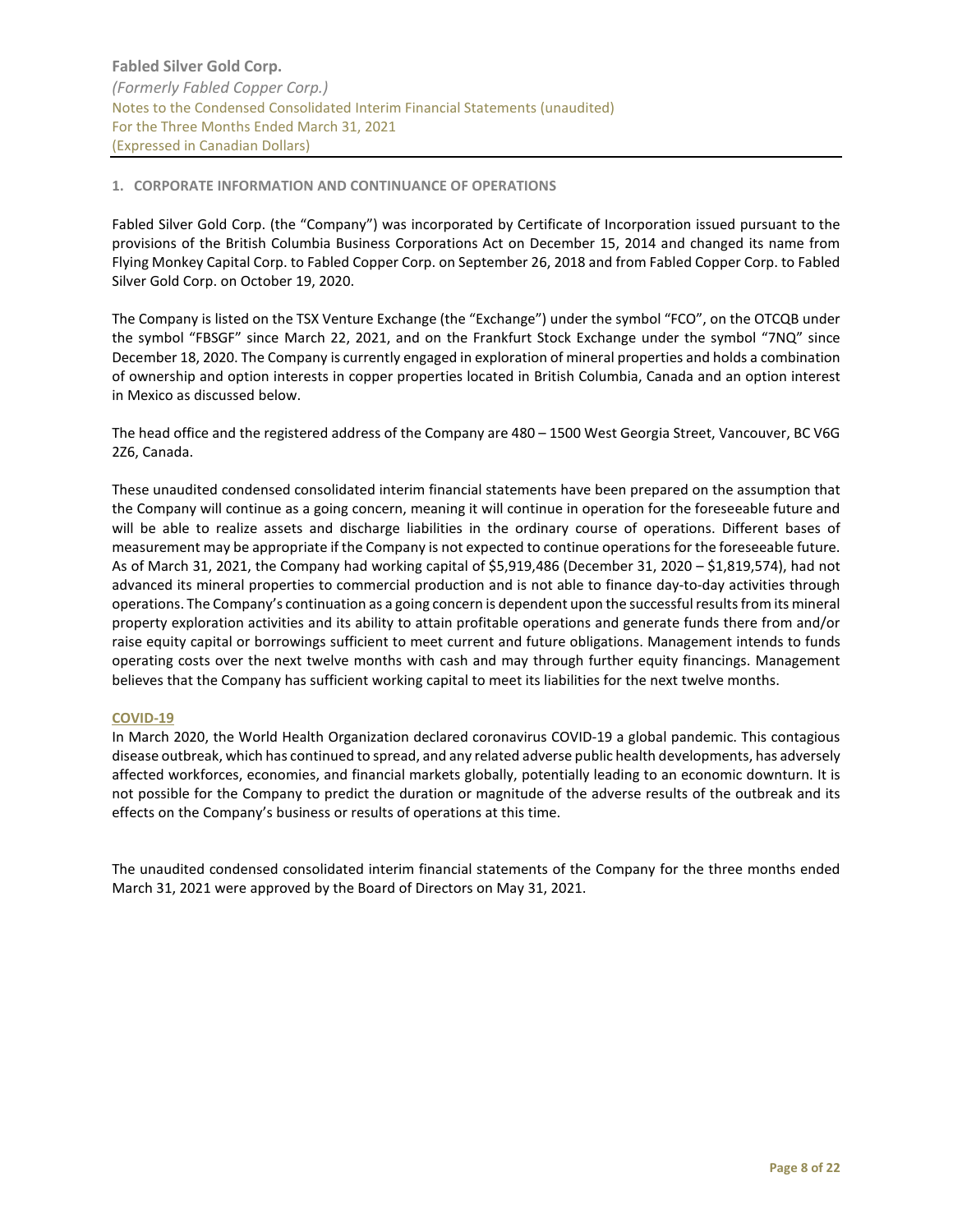## 1. CORPORATE INFORMATION AND CONTINUANCE OF OPERATIONS

Fabled Silver Gold Corp. (the "Company") was incorporated by Certificate of Incorporation issued pursuant to the provisions of the British Columbia Business Corporations Act on December 15, 2014 and changed its name from Flying Monkey Capital Corp. to Fabled Copper Corp. on September 26, 2018 and from Fabled Copper Corp. to Fabled Silver Gold Corp. on October 19, 2020.

The Company is listed on the TSX Venture Exchange (the "Exchange") under the symbol "FCO", on the OTCQB under the symbol "FBSGF" since March 22, 2021, and on the Frankfurt Stock Exchange under the symbol "7NQ" since December 18, 2020. The Company is currently engaged in exploration of mineral properties and holds a combination of ownership and option interests in copper properties located in British Columbia, Canada and an option interest in Mexico as discussed below.

The head office and the registered address of the Company are 480 – 1500 West Georgia Street, Vancouver, BC V6G 2Z6, Canada.

These unaudited condensed consolidated interim financial statements have been prepared on the assumption that the Company will continue as a going concern, meaning it will continue in operation for the foreseeable future and will be able to realize assets and discharge liabilities in the ordinary course of operations. Different bases of measurement may be appropriate if the Company is not expected to continue operations for the foreseeable future. As of March 31, 2021, the Company had working capital of $5,919,486 (December 31, 2020 – $1,819,574), had not advanced its mineral properties to commercial production and is not able to finance day-to-day activities through operations. The Company's continuation as a going concern is dependent upon the successful results from its mineral property exploration activities and its ability to attain profitable operations and generate funds there from and/or raise equity capital or borrowings sufficient to meet current and future obligations. Management intends to funds operating costs over the next twelve months with cash and may through further equity financings. Management believes that the Company has sufficient working capital to meet its liabilities for the next twelve months.

### COVID-19

In March 2020, the World Health Organization declared coronavirus COVID-19 a global pandemic. This contagious disease outbreak, which has continued to spread, and any related adverse public health developments, has adversely affected workforces, economies, and financial markets globally, potentially leading to an economic downturn. It is not possible for the Company to predict the duration or magnitude of the adverse results of the outbreak and its effects on the Company's business or results of operations at this time.

The unaudited condensed consolidated interim financial statements of the Company for the three months ended March 31, 2021 were approved by the Board of Directors on May 31, 2021.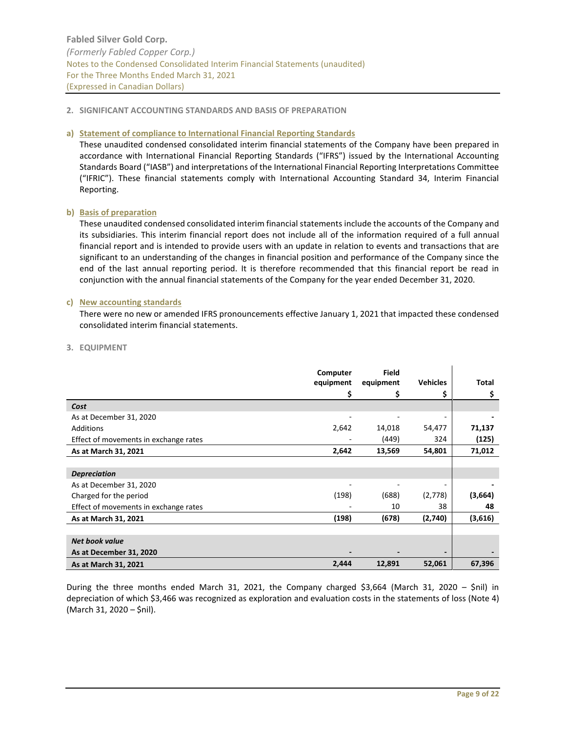## 2. SIGNIFICANT ACCOUNTING STANDARDS AND BASIS OF PREPARATION

### a) Statement of compliance to International Financial Reporting Standards

These unaudited condensed consolidated interim financial statements of the Company have been prepared in accordance with International Financial Reporting Standards ("IFRS") issued by the International Accounting Standards Board ("IASB") and interpretations of the International Financial Reporting Interpretations Committee ("IFRIC"). These financial statements comply with International Accounting Standard 34, Interim Financial Reporting.

### b) Basis of preparation

These unaudited condensed consolidated interim financial statements include the accounts of the Company and its subsidiaries. This interim financial report does not include all of the information required of a full annual financial report and is intended to provide users with an update in relation to events and transactions that are significant to an understanding of the changes in financial position and performance of the Company since the end of the last annual reporting period. It is therefore recommended that this financial report be read in conjunction with the annual financial statements of the Company for the year ended December 31, 2020.

### c) New accounting standards

There were no new or amended IFRS pronouncements effective January 1, 2021 that impacted these condensed consolidated interim financial statements.

## 3. EQUIPMENT

| | Computer equipment | Field equipment | Vehicles | Total |
|---|---|---|---|---|
| | $ | $ | $ | $ |
| ***Cost*** | | | | |
| As at December 31, 2020 | - | - | - | **-** |
| Additions | 2,642 | 14,018 | 54,477 | **71,137** |
| Effect of movements in exchange rates | - | (449) | 324 | **(125)** |
| **As at March 31, 2021** | **2,642** | **13,569** | **54,801** | **71,012** |
| ***Depreciation*** | | | | |
| As at December 31, 2020 | - | - | - | **-** |
| Charged for the period | (198) | (688) | (2,778) | **(3,664)** |
| Effect of movements in exchange rates | - | 10 | 38 | **48** |
| **As at March 31, 2021** | **(198)** | **(678)** | **(2,740)** | **(3,616)** |
| ***Net book value*** | | | | |
| **As at December 31, 2020** | **-** | **-** | **-** | **-** |
| **As at March 31, 2021** | **2,444** | **12,891** | **52,061** | **67,396** |

During the three months ended March 31, 2021, the Company charged $3,664 (March 31, 2020 – $nil) in depreciation of which $3,466 was recognized as exploration and evaluation costs in the statements of loss (Note 4) (March 31, 2020 – $nil).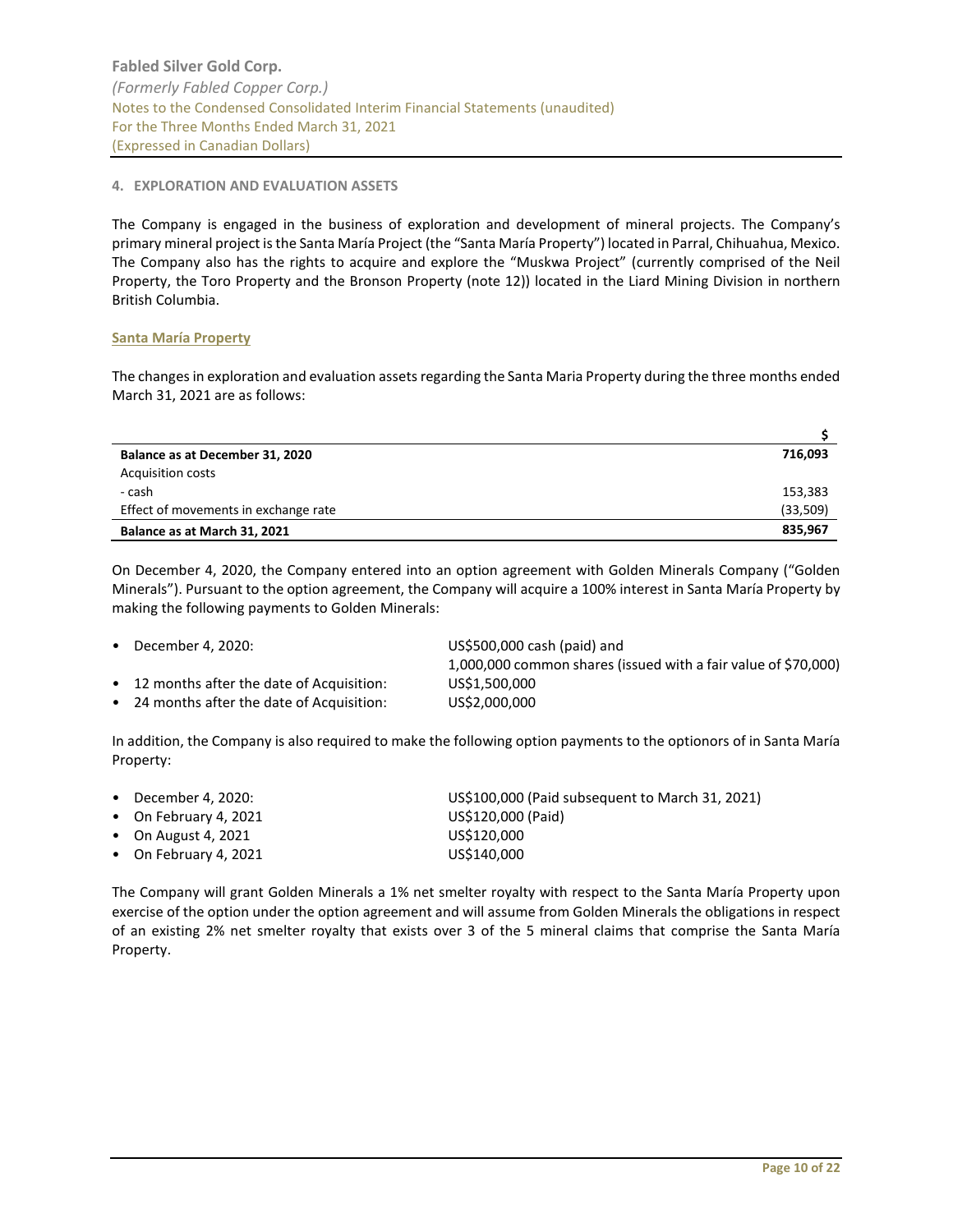## 4. EXPLORATION AND EVALUATION ASSETS

The Company is engaged in the business of exploration and development of mineral projects. The Company's primary mineral project is the Santa María Project (the "Santa María Property") located in Parral, Chihuahua, Mexico. The Company also has the rights to acquire and explore the "Muskwa Project" (currently comprised of the Neil Property, the Toro Property and the Bronson Property (note 12)) located in the Liard Mining Division in northern British Columbia.

### Santa María Property

The changes in exploration and evaluation assets regarding the Santa Maria Property during the three months ended March 31, 2021 are as follows:

| | $ |
|---|---|
| **Balance as at December 31, 2020** | **716,093** |
| Acquisition costs | |
| - cash | 153,383 |
| Effect of movements in exchange rate | (33,509) |
| **Balance as at March 31, 2021** | **835,967** |

On December 4, 2020, the Company entered into an option agreement with Golden Minerals Company ("Golden Minerals"). Pursuant to the option agreement, the Company will acquire a 100% interest in Santa María Property by making the following payments to Golden Minerals:

- December 4, 2020: US$500,000 cash (paid) and 1,000,000 common shares (issued with a fair value of $70,000)
- 12 months after the date of Acquisition: US$1,500,000
- 24 months after the date of Acquisition: US$2,000,000

In addition, the Company is also required to make the following option payments to the optionors of in Santa María Property:

- December 4, 2020: US$100,000 (Paid subsequent to March 31, 2021)
- On February 4, 2021 US$120,000 (Paid)
- On August 4, 2021 US$120,000
- On February 4, 2021 US$140,000

The Company will grant Golden Minerals a 1% net smelter royalty with respect to the Santa María Property upon exercise of the option under the option agreement and will assume from Golden Minerals the obligations in respect of an existing 2% net smelter royalty that exists over 3 of the 5 mineral claims that comprise the Santa María Property.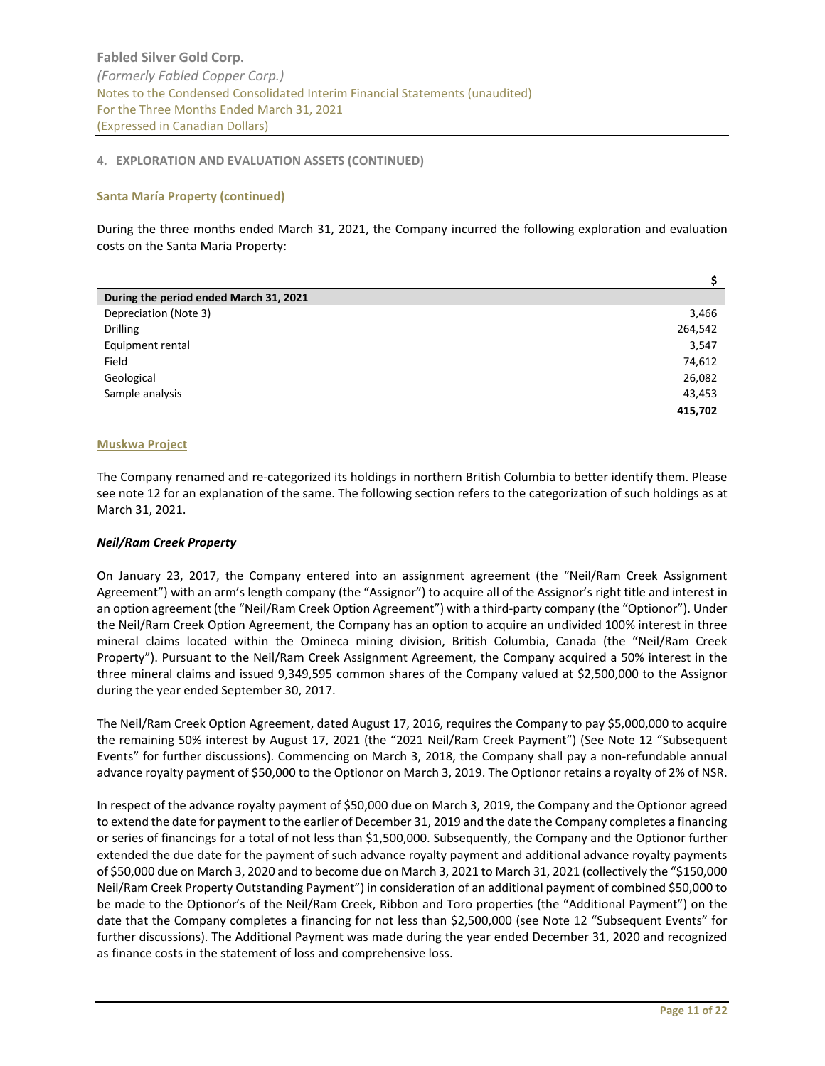## 4. EXPLORATION AND EVALUATION ASSETS (CONTINUED)

### Santa María Property (continued)

During the three months ended March 31, 2021, the Company incurred the following exploration and evaluation costs on the Santa Maria Property:

| | $ |
|---|---|
| **During the period ended March 31, 2021** | |
| Depreciation (Note 3) | 3,466 |
| Drilling | 264,542 |
| Equipment rental | 3,547 |
| Field | 74,612 |
| Geological | 26,082 |
| Sample analysis | 43,453 |
| | **415,702** |

### Muskwa Project

The Company renamed and re-categorized its holdings in northern British Columbia to better identify them. Please see note 12 for an explanation of the same. The following section refers to the categorization of such holdings as at March 31, 2021.

#### *Neil/Ram Creek Property*

On January 23, 2017, the Company entered into an assignment agreement (the "Neil/Ram Creek Assignment Agreement") with an arm's length company (the "Assignor") to acquire all of the Assignor's right title and interest in an option agreement (the "Neil/Ram Creek Option Agreement") with a third-party company (the "Optionor"). Under the Neil/Ram Creek Option Agreement, the Company has an option to acquire an undivided 100% interest in three mineral claims located within the Omineca mining division, British Columbia, Canada (the "Neil/Ram Creek Property"). Pursuant to the Neil/Ram Creek Assignment Agreement, the Company acquired a 50% interest in the three mineral claims and issued 9,349,595 common shares of the Company valued at $2,500,000 to the Assignor during the year ended September 30, 2017.

The Neil/Ram Creek Option Agreement, dated August 17, 2016, requires the Company to pay $5,000,000 to acquire the remaining 50% interest by August 17, 2021 (the "2021 Neil/Ram Creek Payment") (See Note 12 "Subsequent Events" for further discussions). Commencing on March 3, 2018, the Company shall pay a non-refundable annual advance royalty payment of $50,000 to the Optionor on March 3, 2019. The Optionor retains a royalty of 2% of NSR.

In respect of the advance royalty payment of $50,000 due on March 3, 2019, the Company and the Optionor agreed to extend the date for payment to the earlier of December 31, 2019 and the date the Company completes a financing or series of financings for a total of not less than $1,500,000. Subsequently, the Company and the Optionor further extended the due date for the payment of such advance royalty payment and additional advance royalty payments of $50,000 due on March 3, 2020 and to become due on March 3, 2021 to March 31, 2021 (collectively the "$150,000 Neil/Ram Creek Property Outstanding Payment") in consideration of an additional payment of combined $50,000 to be made to the Optionor's of the Neil/Ram Creek, Ribbon and Toro properties (the "Additional Payment") on the date that the Company completes a financing for not less than $2,500,000 (see Note 12 "Subsequent Events" for further discussions). The Additional Payment was made during the year ended December 31, 2020 and recognized as finance costs in the statement of loss and comprehensive loss.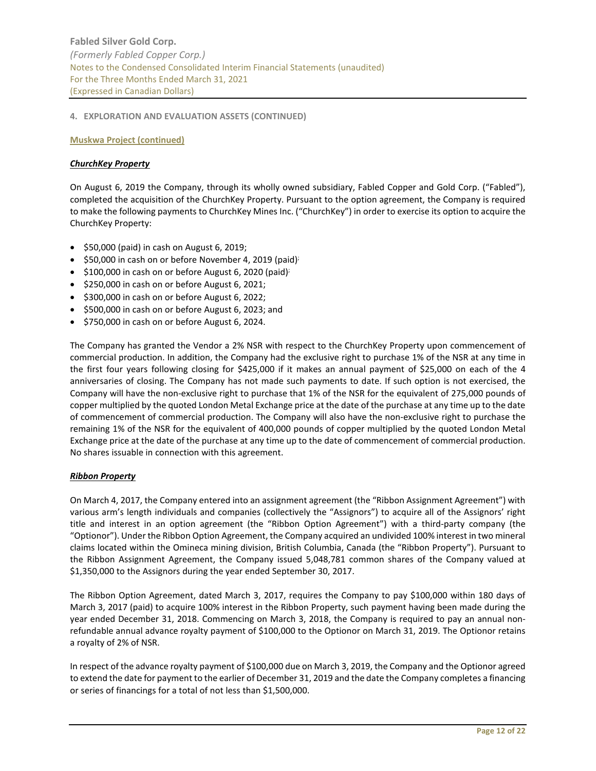**4. EXPLORATION AND EVALUATION ASSETS (CONTINUED)**

**Muskwa Project (continued)**

***ChurchKey Property***

On August 6, 2019 the Company, through its wholly owned subsidiary, Fabled Copper and Gold Corp. ("Fabled"), completed the acquisition of the ChurchKey Property. Pursuant to the option agreement, the Company is required to make the following payments to ChurchKey Mines Inc. ("ChurchKey") in order to exercise its option to acquire the ChurchKey Property:

- $50,000 (paid) in cash on August 6, 2019;
- $50,000 in cash on or before November 4, 2019 (paid);
- $100,000 in cash on or before August 6, 2020 (paid);
- $250,000 in cash on or before August 6, 2021;
- $300,000 in cash on or before August 6, 2022;
- $500,000 in cash on or before August 6, 2023; and
- $750,000 in cash on or before August 6, 2024.

The Company has granted the Vendor a 2% NSR with respect to the ChurchKey Property upon commencement of commercial production. In addition, the Company had the exclusive right to purchase 1% of the NSR at any time in the first four years following closing for $425,000 if it makes an annual payment of $25,000 on each of the 4 anniversaries of closing. The Company has not made such payments to date. If such option is not exercised, the Company will have the non-exclusive right to purchase that 1% of the NSR for the equivalent of 275,000 pounds of copper multiplied by the quoted London Metal Exchange price at the date of the purchase at any time up to the date of commencement of commercial production. The Company will also have the non-exclusive right to purchase the remaining 1% of the NSR for the equivalent of 400,000 pounds of copper multiplied by the quoted London Metal Exchange price at the date of the purchase at any time up to the date of commencement of commercial production. No shares issuable in connection with this agreement.

***Ribbon Property***

On March 4, 2017, the Company entered into an assignment agreement (the "Ribbon Assignment Agreement") with various arm's length individuals and companies (collectively the "Assignors") to acquire all of the Assignors' right title and interest in an option agreement (the "Ribbon Option Agreement") with a third-party company (the "Optionor"). Under the Ribbon Option Agreement, the Company acquired an undivided 100% interest in two mineral claims located within the Omineca mining division, British Columbia, Canada (the "Ribbon Property"). Pursuant to the Ribbon Assignment Agreement, the Company issued 5,048,781 common shares of the Company valued at $1,350,000 to the Assignors during the year ended September 30, 2017.

The Ribbon Option Agreement, dated March 3, 2017, requires the Company to pay $100,000 within 180 days of March 3, 2017 (paid) to acquire 100% interest in the Ribbon Property, such payment having been made during the year ended December 31, 2018. Commencing on March 3, 2018, the Company is required to pay an annual non-refundable annual advance royalty payment of $100,000 to the Optionor on March 31, 2019. The Optionor retains a royalty of 2% of NSR.

In respect of the advance royalty payment of $100,000 due on March 3, 2019, the Company and the Optionor agreed to extend the date for payment to the earlier of December 31, 2019 and the date the Company completes a financing or series of financings for a total of not less than $1,500,000.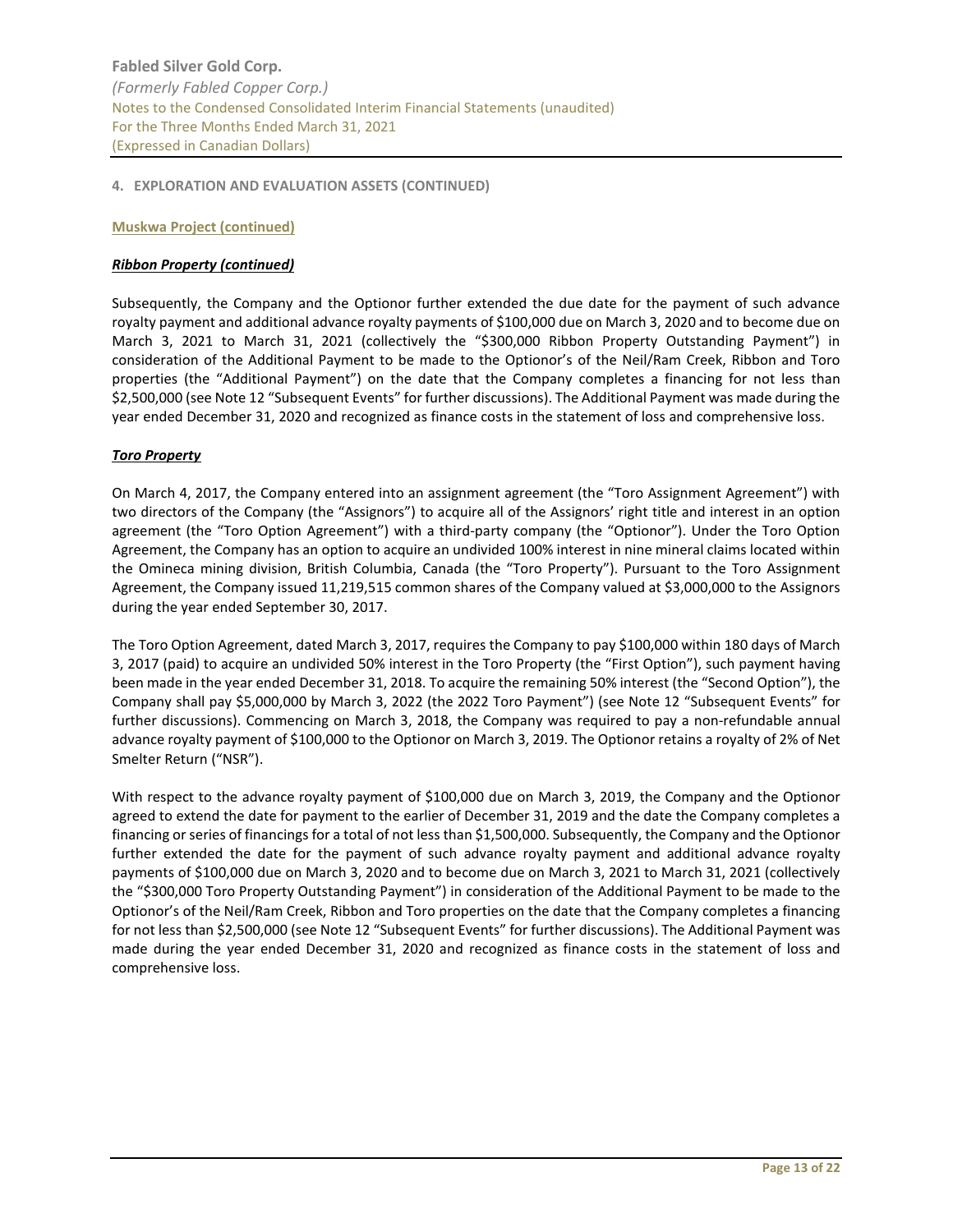**4. EXPLORATION AND EVALUATION ASSETS (CONTINUED)**

**Muskwa Project (continued)**

***Ribbon Property (continued)***

Subsequently, the Company and the Optionor further extended the due date for the payment of such advance royalty payment and additional advance royalty payments of $100,000 due on March 3, 2020 and to become due on March 3, 2021 to March 31, 2021 (collectively the "$300,000 Ribbon Property Outstanding Payment") in consideration of the Additional Payment to be made to the Optionor's of the Neil/Ram Creek, Ribbon and Toro properties (the "Additional Payment") on the date that the Company completes a financing for not less than $2,500,000 (see Note 12 "Subsequent Events" for further discussions). The Additional Payment was made during the year ended December 31, 2020 and recognized as finance costs in the statement of loss and comprehensive loss.

***Toro Property***

On March 4, 2017, the Company entered into an assignment agreement (the "Toro Assignment Agreement") with two directors of the Company (the "Assignors") to acquire all of the Assignors' right title and interest in an option agreement (the "Toro Option Agreement") with a third-party company (the "Optionor"). Under the Toro Option Agreement, the Company has an option to acquire an undivided 100% interest in nine mineral claims located within the Omineca mining division, British Columbia, Canada (the "Toro Property"). Pursuant to the Toro Assignment Agreement, the Company issued 11,219,515 common shares of the Company valued at $3,000,000 to the Assignors during the year ended September 30, 2017.

The Toro Option Agreement, dated March 3, 2017, requires the Company to pay $100,000 within 180 days of March 3, 2017 (paid) to acquire an undivided 50% interest in the Toro Property (the "First Option"), such payment having been made in the year ended December 31, 2018. To acquire the remaining 50% interest (the "Second Option"), the Company shall pay $5,000,000 by March 3, 2022 (the 2022 Toro Payment") (see Note 12 "Subsequent Events" for further discussions). Commencing on March 3, 2018, the Company was required to pay a non-refundable annual advance royalty payment of $100,000 to the Optionor on March 3, 2019. The Optionor retains a royalty of 2% of Net Smelter Return ("NSR").

With respect to the advance royalty payment of $100,000 due on March 3, 2019, the Company and the Optionor agreed to extend the date for payment to the earlier of December 31, 2019 and the date the Company completes a financing or series of financings for a total of not less than $1,500,000. Subsequently, the Company and the Optionor further extended the date for the payment of such advance royalty payment and additional advance royalty payments of $100,000 due on March 3, 2020 and to become due on March 3, 2021 to March 31, 2021 (collectively the "$300,000 Toro Property Outstanding Payment") in consideration of the Additional Payment to be made to the Optionor's of the Neil/Ram Creek, Ribbon and Toro properties on the date that the Company completes a financing for not less than $2,500,000 (see Note 12 "Subsequent Events" for further discussions). The Additional Payment was made during the year ended December 31, 2020 and recognized as finance costs in the statement of loss and comprehensive loss.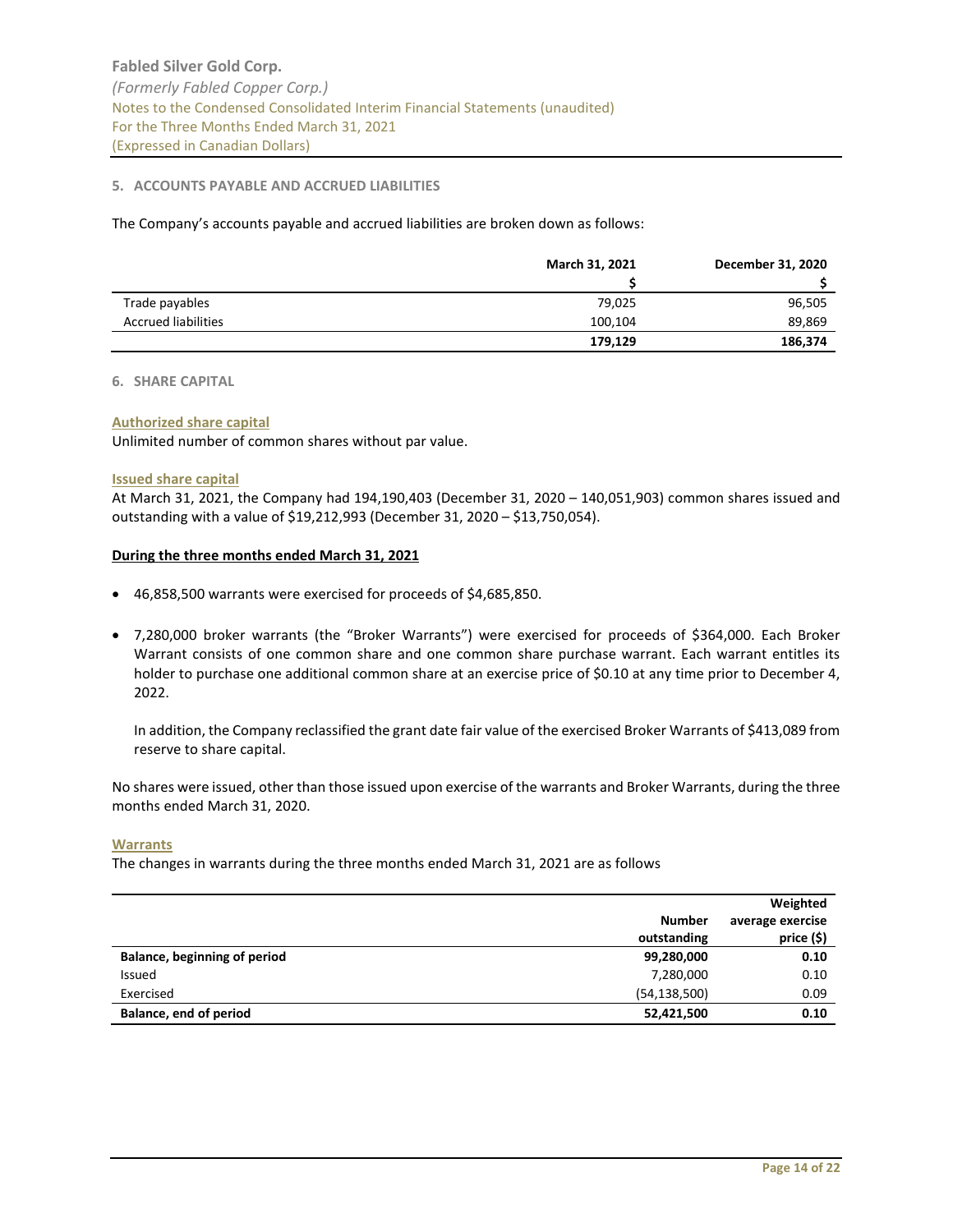## 5. ACCOUNTS PAYABLE AND ACCRUED LIABILITIES

The Company's accounts payable and accrued liabilities are broken down as follows:

| | March 31, 2021 | December 31, 2020 |
|---|---|---|
| | $ | $ |
| Trade payables | 79,025 | 96,505 |
| Accrued liabilities | 100,104 | 89,869 |
| | **179,129** | **186,374** |

## 6. SHARE CAPITAL

### Authorized share capital

Unlimited number of common shares without par value.

### Issued share capital

At March 31, 2021, the Company had 194,190,403 (December 31, 2020 – 140,051,903) common shares issued and outstanding with a value of $19,212,993 (December 31, 2020 – $13,750,054).

**During the three months ended March 31, 2021**

- 46,858,500 warrants were exercised for proceeds of $4,685,850.
- 7,280,000 broker warrants (the "Broker Warrants") were exercised for proceeds of $364,000. Each Broker Warrant consists of one common share and one common share purchase warrant. Each warrant entitles its holder to purchase one additional common share at an exercise price of $0.10 at any time prior to December 4, 2022.

  In addition, the Company reclassified the grant date fair value of the exercised Broker Warrants of $413,089 from reserve to share capital.

No shares were issued, other than those issued upon exercise of the warrants and Broker Warrants, during the three months ended March 31, 2020.

### Warrants

The changes in warrants during the three months ended March 31, 2021 are as follows

| | Number outstanding | Weighted average exercise price ($) |
|---|---|---|
| **Balance, beginning of period** | **99,280,000** | **0.10** |
| Issued | 7,280,000 | 0.10 |
| Exercised | (54,138,500) | 0.09 |
| **Balance, end of period** | **52,421,500** | **0.10** |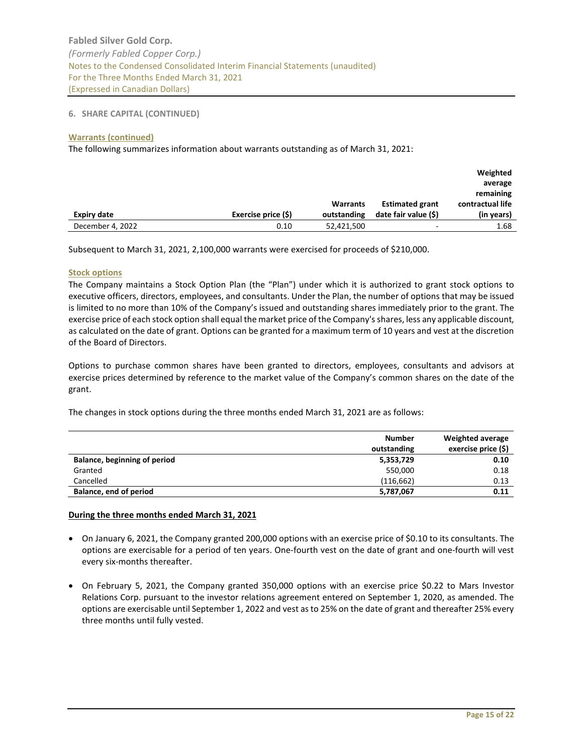## 6. SHARE CAPITAL (CONTINUED)

### Warrants (continued)

The following summarizes information about warrants outstanding as of March 31, 2021:

| Expiry date | Exercise price ($) | Warrants outstanding | Estimated grant date fair value ($) | Weighted average remaining contractual life (in years) |
|---|---|---|---|---|
| December 4, 2022 | 0.10 | 52,421,500 | - | 1.68 |

Subsequent to March 31, 2021, 2,100,000 warrants were exercised for proceeds of $210,000.

### Stock options

The Company maintains a Stock Option Plan (the "Plan") under which it is authorized to grant stock options to executive officers, directors, employees, and consultants. Under the Plan, the number of options that may be issued is limited to no more than 10% of the Company's issued and outstanding shares immediately prior to the grant. The exercise price of each stock option shall equal the market price of the Company's shares, less any applicable discount, as calculated on the date of grant. Options can be granted for a maximum term of 10 years and vest at the discretion of the Board of Directors.

Options to purchase common shares have been granted to directors, employees, consultants and advisors at exercise prices determined by reference to the market value of the Company's common shares on the date of the grant.

The changes in stock options during the three months ended March 31, 2021 are as follows:

| | Number outstanding | Weighted average exercise price ($) |
|---|---|---|
| **Balance, beginning of period** | **5,353,729** | **0.10** |
| Granted | 550,000 | 0.18 |
| Cancelled | (116,662) | 0.13 |
| **Balance, end of period** | **5,787,067** | **0.11** |

**During the three months ended March 31, 2021**

- On January 6, 2021, the Company granted 200,000 options with an exercise price of $0.10 to its consultants. The options are exercisable for a period of ten years. One-fourth vest on the date of grant and one-fourth will vest every six-months thereafter.
- On February 5, 2021, the Company granted 350,000 options with an exercise price $0.22 to Mars Investor Relations Corp. pursuant to the investor relations agreement entered on September 1, 2020, as amended. The options are exercisable until September 1, 2022 and vest as to 25% on the date of grant and thereafter 25% every three months until fully vested.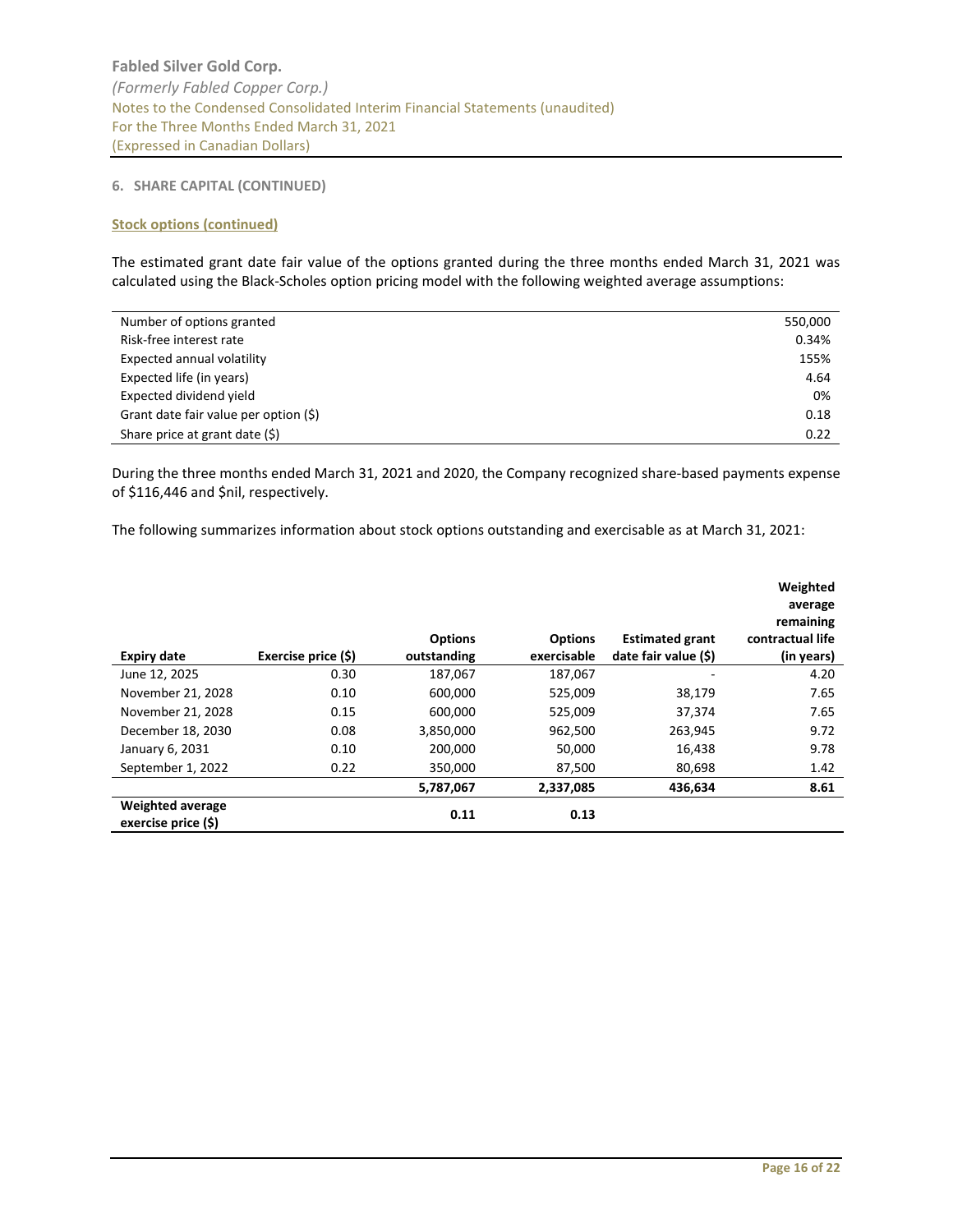## 6. SHARE CAPITAL (CONTINUED)

**Stock options (continued)**

The estimated grant date fair value of the options granted during the three months ended March 31, 2021 was calculated using the Black-Scholes option pricing model with the following weighted average assumptions:

| | |
|---|---|
| Number of options granted | 550,000 |
| Risk-free interest rate | 0.34% |
| Expected annual volatility | 155% |
| Expected life (in years) | 4.64 |
| Expected dividend yield | 0% |
| Grant date fair value per option ($) | 0.18 |
| Share price at grant date ($) | 0.22 |

During the three months ended March 31, 2021 and 2020, the Company recognized share-based payments expense of $116,446 and $nil, respectively.

The following summarizes information about stock options outstanding and exercisable as at March 31, 2021:

| Expiry date | Exercise price ($) | Options outstanding | Options exercisable | Estimated grant date fair value ($) | Weighted average remaining contractual life (in years) |
|---|---|---|---|---|---|
| June 12, 2025 | 0.30 | 187,067 | 187,067 | - | 4.20 |
| November 21, 2028 | 0.10 | 600,000 | 525,009 | 38,179 | 7.65 |
| November 21, 2028 | 0.15 | 600,000 | 525,009 | 37,374 | 7.65 |
| December 18, 2030 | 0.08 | 3,850,000 | 962,500 | 263,945 | 9.72 |
| January 6, 2031 | 0.10 | 200,000 | 50,000 | 16,438 | 9.78 |
| September 1, 2022 | 0.22 | 350,000 | 87,500 | 80,698 | 1.42 |
| | | **5,787,067** | **2,337,085** | **436,634** | **8.61** |
| **Weighted average exercise price ($)** | | **0.11** | **0.13** | | |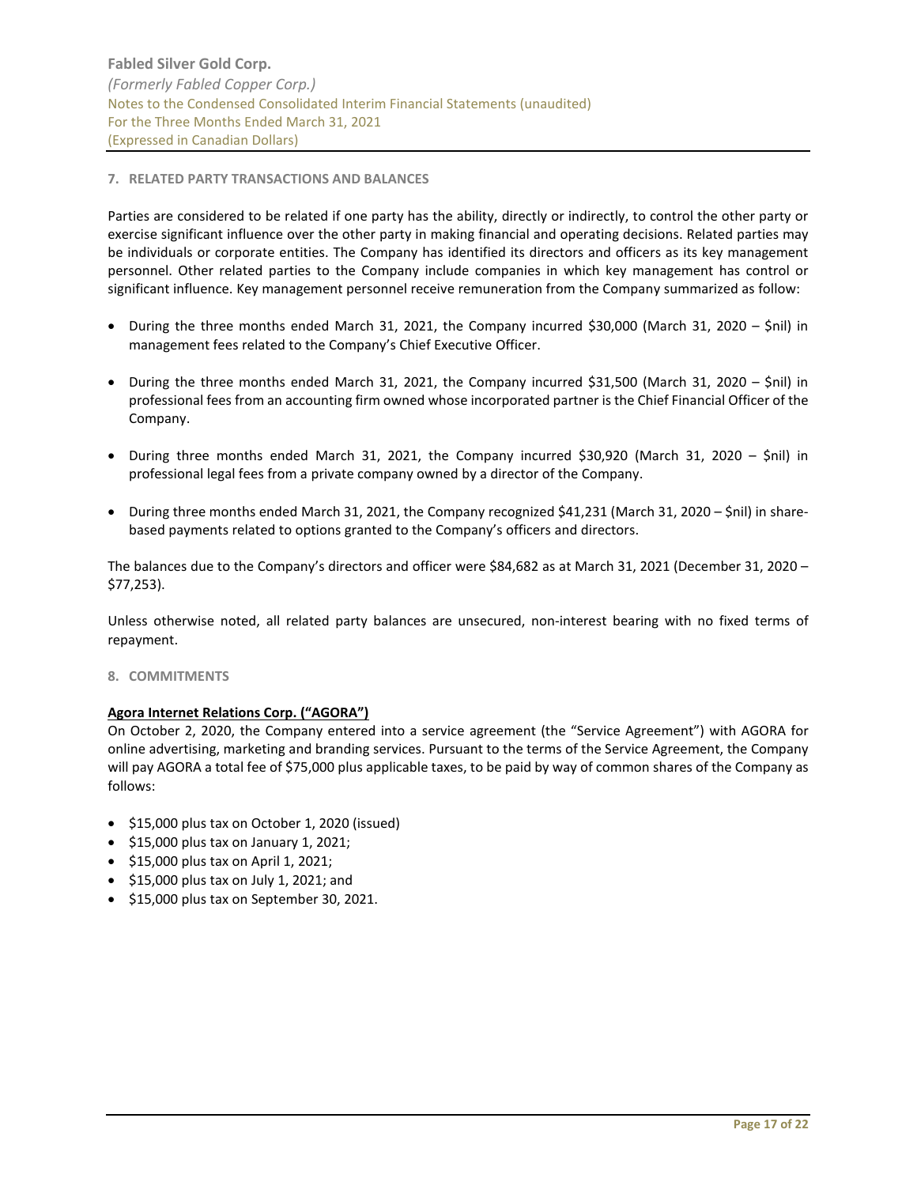## 7. RELATED PARTY TRANSACTIONS AND BALANCES

Parties are considered to be related if one party has the ability, directly or indirectly, to control the other party or exercise significant influence over the other party in making financial and operating decisions. Related parties may be individuals or corporate entities. The Company has identified its directors and officers as its key management personnel. Other related parties to the Company include companies in which key management has control or significant influence. Key management personnel receive remuneration from the Company summarized as follow:

- During the three months ended March 31, 2021, the Company incurred $30,000 (March 31, 2020 – $nil) in management fees related to the Company's Chief Executive Officer.
- During the three months ended March 31, 2021, the Company incurred $31,500 (March 31, 2020 – $nil) in professional fees from an accounting firm owned whose incorporated partner is the Chief Financial Officer of the Company.
- During three months ended March 31, 2021, the Company incurred $30,920 (March 31, 2020 – $nil) in professional legal fees from a private company owned by a director of the Company.
- During three months ended March 31, 2021, the Company recognized $41,231 (March 31, 2020 – $nil) in share-based payments related to options granted to the Company's officers and directors.

The balances due to the Company's directors and officer were $84,682 as at March 31, 2021 (December 31, 2020 – $77,253).

Unless otherwise noted, all related party balances are unsecured, non-interest bearing with no fixed terms of repayment.

## 8. COMMITMENTS

**Agora Internet Relations Corp. ("AGORA")**

On October 2, 2020, the Company entered into a service agreement (the "Service Agreement") with AGORA for online advertising, marketing and branding services. Pursuant to the terms of the Service Agreement, the Company will pay AGORA a total fee of $75,000 plus applicable taxes, to be paid by way of common shares of the Company as follows:

- $15,000 plus tax on October 1, 2020 (issued)
- $15,000 plus tax on January 1, 2021;
- $15,000 plus tax on April 1, 2021;
- $15,000 plus tax on July 1, 2021; and
- $15,000 plus tax on September 30, 2021.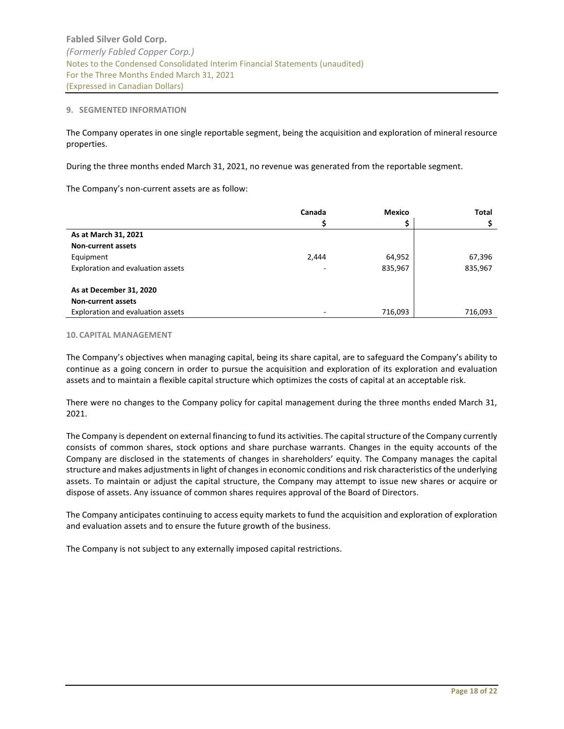## 9. SEGMENTED INFORMATION

The Company operates in one single reportable segment, being the acquisition and exploration of mineral resource properties.

During the three months ended March 31, 2021, no revenue was generated from the reportable segment.

The Company's non-current assets are as follow:

| | Canada | Mexico | Total |
|---|---|---|---|
| | $ | $ | $ |
| **As at March 31, 2021** | | | |
| **Non-current assets** | | | |
| Equipment | 2,444 | 64,952 | 67,396 |
| Exploration and evaluation assets | - | 835,967 | 835,967 |
| **As at December 31, 2020** | | | |
| **Non-current assets** | | | |
| Exploration and evaluation assets | - | 716,093 | 716,093 |

## 10. CAPITAL MANAGEMENT

The Company's objectives when managing capital, being its share capital, are to safeguard the Company's ability to continue as a going concern in order to pursue the acquisition and exploration of its exploration and evaluation assets and to maintain a flexible capital structure which optimizes the costs of capital at an acceptable risk.

There were no changes to the Company policy for capital management during the three months ended March 31, 2021.

The Company is dependent on external financing to fund its activities. The capital structure of the Company currently consists of common shares, stock options and share purchase warrants. Changes in the equity accounts of the Company are disclosed in the statements of changes in shareholders' equity. The Company manages the capital structure and makes adjustments in light of changes in economic conditions and risk characteristics of the underlying assets. To maintain or adjust the capital structure, the Company may attempt to issue new shares or acquire or dispose of assets. Any issuance of common shares requires approval of the Board of Directors.

The Company anticipates continuing to access equity markets to fund the acquisition and exploration of exploration and evaluation assets and to ensure the future growth of the business.

The Company is not subject to any externally imposed capital restrictions.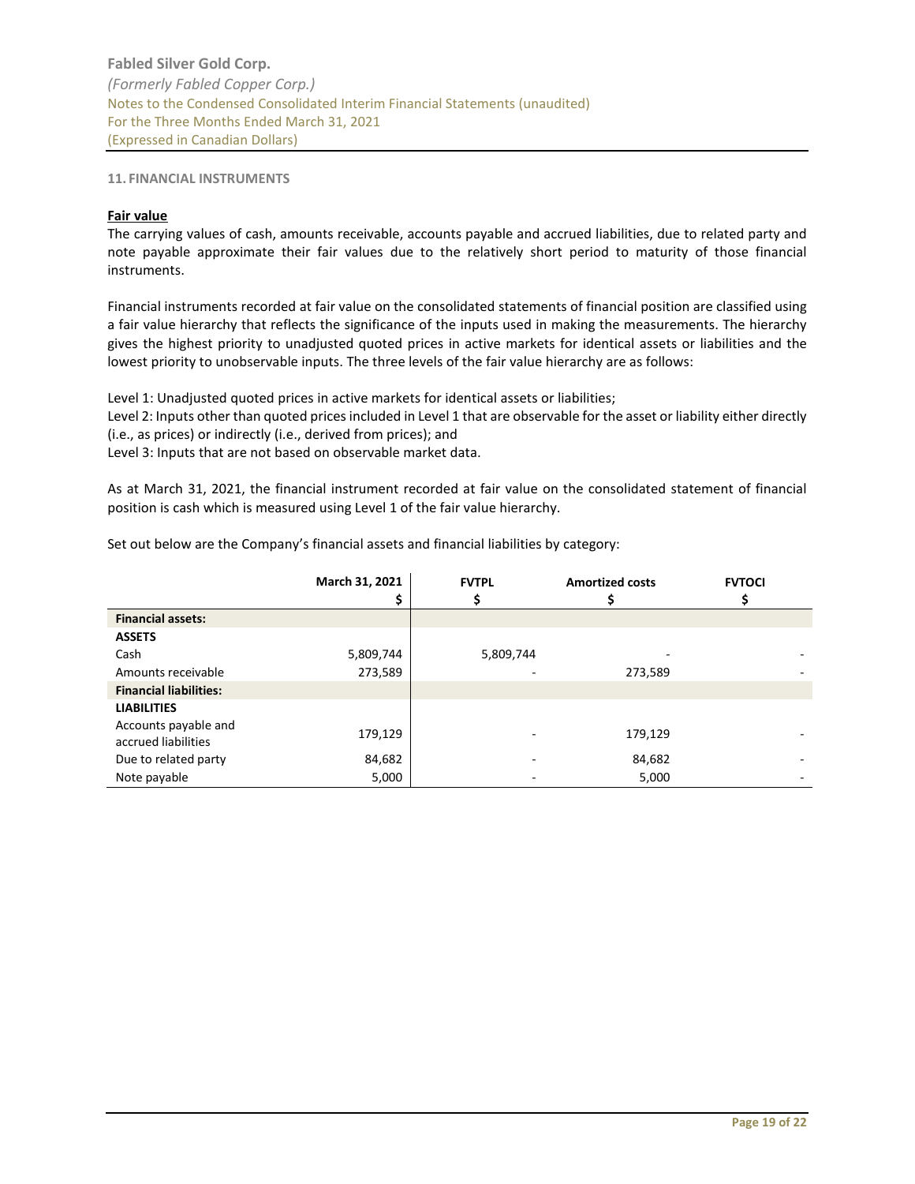## 11. FINANCIAL INSTRUMENTS

**Fair value**

The carrying values of cash, amounts receivable, accounts payable and accrued liabilities, due to related party and note payable approximate their fair values due to the relatively short period to maturity of those financial instruments.

Financial instruments recorded at fair value on the consolidated statements of financial position are classified using a fair value hierarchy that reflects the significance of the inputs used in making the measurements. The hierarchy gives the highest priority to unadjusted quoted prices in active markets for identical assets or liabilities and the lowest priority to unobservable inputs. The three levels of the fair value hierarchy are as follows:

Level 1: Unadjusted quoted prices in active markets for identical assets or liabilities;
Level 2: Inputs other than quoted prices included in Level 1 that are observable for the asset or liability either directly (i.e., as prices) or indirectly (i.e., derived from prices); and
Level 3: Inputs that are not based on observable market data.

As at March 31, 2021, the financial instrument recorded at fair value on the consolidated statement of financial position is cash which is measured using Level 1 of the fair value hierarchy.

Set out below are the Company's financial assets and financial liabilities by category:

| | March 31, 2021<br>$ | FVTPL<br>$ | Amortized costs<br>$ | FVTOCI<br>$ |
|---|---|---|---|---|
| **Financial assets:** | | | | |
| **ASSETS** | | | | |
| Cash | 5,809,744 | 5,809,744 | - | - |
| Amounts receivable | 273,589 | - | 273,589 | - |
| **Financial liabilities:** | | | | |
| **LIABILITIES** | | | | |
| Accounts payable and accrued liabilities | 179,129 | - | 179,129 | - |
| Due to related party | 84,682 | - | 84,682 | - |
| Note payable | 5,000 | - | 5,000 | - |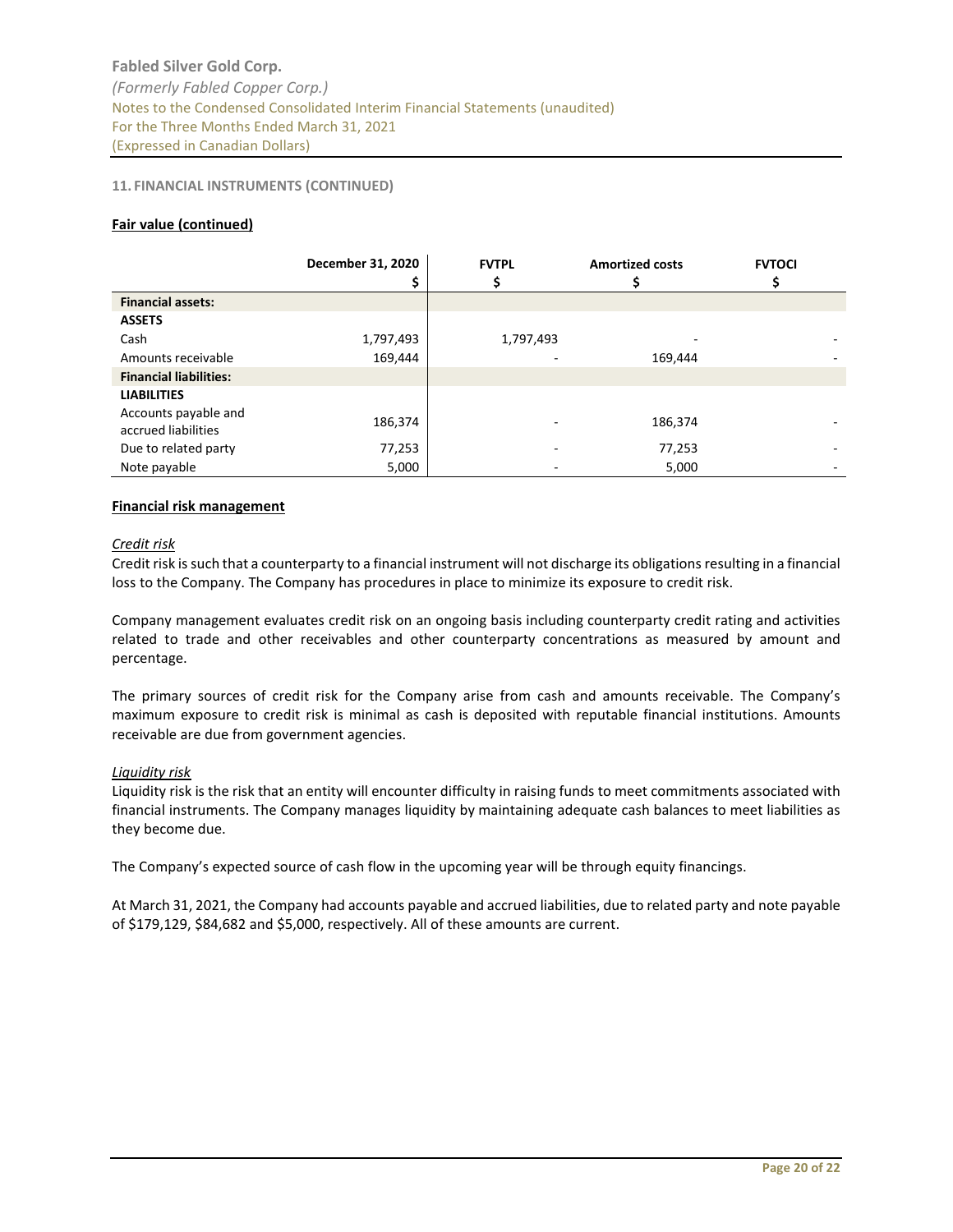### 11. FINANCIAL INSTRUMENTS (CONTINUED)

**Fair value (continued)**

| | December 31, 2020 $ | FVTPL $ | Amortized costs $ | FVTOCI $ |
|---|---|---|---|---|
| **Financial assets:** | | | | |
| **ASSETS** | | | | |
| Cash | 1,797,493 | 1,797,493 | - | - |
| Amounts receivable | 169,444 | - | 169,444 | - |
| **Financial liabilities:** | | | | |
| **LIABILITIES** | | | | |
| Accounts payable and accrued liabilities | 186,374 | - | 186,374 | - |
| Due to related party | 77,253 | - | 77,253 | - |
| Note payable | 5,000 | - | 5,000 | - |

**Financial risk management**

*Credit risk*

Credit risk is such that a counterparty to a financial instrument will not discharge its obligations resulting in a financial loss to the Company. The Company has procedures in place to minimize its exposure to credit risk.

Company management evaluates credit risk on an ongoing basis including counterparty credit rating and activities related to trade and other receivables and other counterparty concentrations as measured by amount and percentage.

The primary sources of credit risk for the Company arise from cash and amounts receivable. The Company's maximum exposure to credit risk is minimal as cash is deposited with reputable financial institutions. Amounts receivable are due from government agencies.

*Liquidity risk*

Liquidity risk is the risk that an entity will encounter difficulty in raising funds to meet commitments associated with financial instruments. The Company manages liquidity by maintaining adequate cash balances to meet liabilities as they become due.

The Company's expected source of cash flow in the upcoming year will be through equity financings.

At March 31, 2021, the Company had accounts payable and accrued liabilities, due to related party and note payable of $179,129, $84,682 and $5,000, respectively. All of these amounts are current.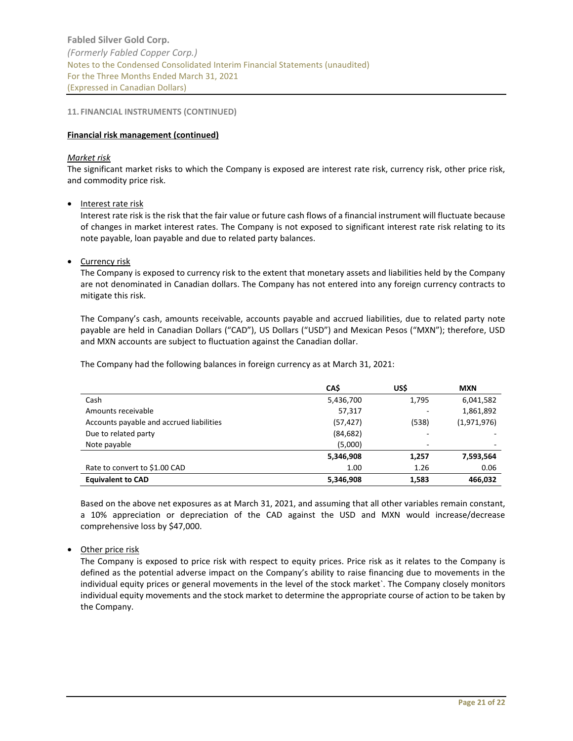### 11. FINANCIAL INSTRUMENTS (CONTINUED)

**Financial risk management (continued)**

*Market risk*

The significant market risks to which the Company is exposed are interest rate risk, currency risk, other price risk, and commodity price risk.

- Interest rate risk

  Interest rate risk is the risk that the fair value or future cash flows of a financial instrument will fluctuate because of changes in market interest rates. The Company is not exposed to significant interest rate risk relating to its note payable, loan payable and due to related party balances.

- Currency risk

  The Company is exposed to currency risk to the extent that monetary assets and liabilities held by the Company are not denominated in Canadian dollars. The Company has not entered into any foreign currency contracts to mitigate this risk.

  The Company's cash, amounts receivable, accounts payable and accrued liabilities, due to related party note payable are held in Canadian Dollars ("CAD"), US Dollars ("USD") and Mexican Pesos ("MXN"); therefore, USD and MXN accounts are subject to fluctuation against the Canadian dollar.

  The Company had the following balances in foreign currency as at March 31, 2021:

| | CA$ | US$ | MXN |
|---|---|---|---|
| Cash | 5,436,700 | 1,795 | 6,041,582 |
| Amounts receivable | 57,317 | - | 1,861,892 |
| Accounts payable and accrued liabilities | (57,427) | (538) | (1,971,976) |
| Due to related party | (84,682) | - | - |
| Note payable | (5,000) | - | - |
| | **5,346,908** | **1,257** | **7,593,564** |
| Rate to convert to $1.00 CAD | 1.00 | 1.26 | 0.06 |
| **Equivalent to CAD** | **5,346,908** | **1,583** | **466,032** |

  Based on the above net exposures as at March 31, 2021, and assuming that all other variables remain constant, a 10% appreciation or depreciation of the CAD against the USD and MXN would increase/decrease comprehensive loss by $47,000.

- Other price risk

  The Company is exposed to price risk with respect to equity prices. Price risk as it relates to the Company is defined as the potential adverse impact on the Company's ability to raise financing due to movements in the individual equity prices or general movements in the level of the stock market`. The Company closely monitors individual equity movements and the stock market to determine the appropriate course of action to be taken by the Company.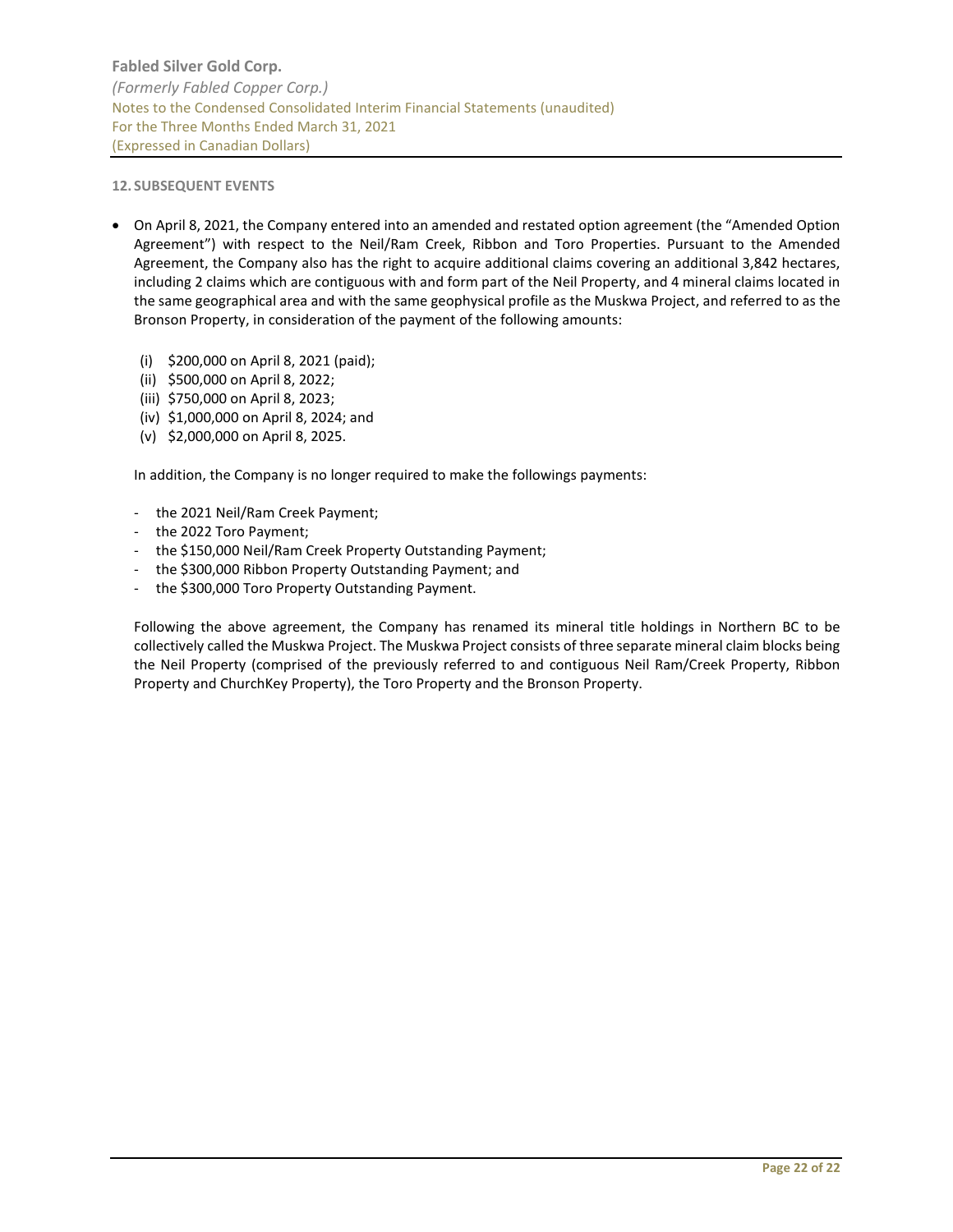## 12. SUBSEQUENT EVENTS

- On April 8, 2021, the Company entered into an amended and restated option agreement (the "Amended Option Agreement") with respect to the Neil/Ram Creek, Ribbon and Toro Properties. Pursuant to the Amended Agreement, the Company also has the right to acquire additional claims covering an additional 3,842 hectares, including 2 claims which are contiguous with and form part of the Neil Property, and 4 mineral claims located in the same geographical area and with the same geophysical profile as the Muskwa Project, and referred to as the Bronson Property, in consideration of the payment of the following amounts:

  (i) $200,000 on April 8, 2021 (paid);
  (ii) $500,000 on April 8, 2022;
  (iii) $750,000 on April 8, 2023;
  (iv) $1,000,000 on April 8, 2024; and
  (v) $2,000,000 on April 8, 2025.

  In addition, the Company is no longer required to make the followings payments:

  - the 2021 Neil/Ram Creek Payment;
  - the 2022 Toro Payment;
  - the $150,000 Neil/Ram Creek Property Outstanding Payment;
  - the $300,000 Ribbon Property Outstanding Payment; and
  - the $300,000 Toro Property Outstanding Payment.

  Following the above agreement, the Company has renamed its mineral title holdings in Northern BC to be collectively called the Muskwa Project. The Muskwa Project consists of three separate mineral claim blocks being the Neil Property (comprised of the previously referred to and contiguous Neil Ram/Creek Property, Ribbon Property and ChurchKey Property), the Toro Property and the Bronson Property.